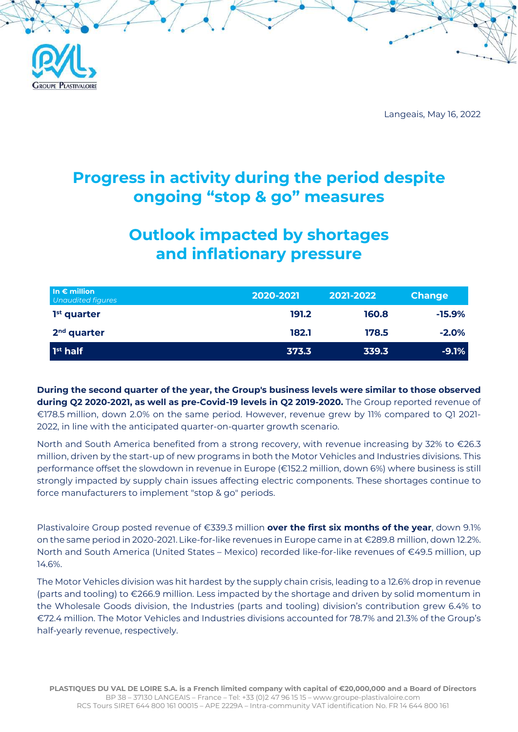Langeais, May 16, 2022

# Progress in activity during the period despite ongoing "stop & go" measures

# Outlook impacted by shortages and inflationary pressure

| In € million *Unaudited figures* | 2020-2021 | 2021-2022 | Change |
|---|---|---|---|
| **1st quarter** | **191.2** | **160.8** | **-15.9%** |
| **2nd quarter** | **182.1** | **178.5** | **-2.0%** |
| **1st half** | **373.3** | **339.3** | **-9.1%** |

**During the second quarter of the year, the Group's business levels were similar to those observed during Q2 2020-2021, as well as pre-Covid-19 levels in Q2 2019-2020.** The Group reported revenue of €178.5 million, down 2.0% on the same period. However, revenue grew by 11% compared to Q1 2021-2022, in line with the anticipated quarter-on-quarter growth scenario.

North and South America benefited from a strong recovery, with revenue increasing by 32% to €26.3 million, driven by the start-up of new programs in both the Motor Vehicles and Industries divisions. This performance offset the slowdown in revenue in Europe (€152.2 million, down 6%) where business is still strongly impacted by supply chain issues affecting electric components. These shortages continue to force manufacturers to implement "stop & go" periods.

Plastivaloire Group posted revenue of €339.3 million **over the first six months of the year**, down 9.1% on the same period in 2020-2021. Like-for-like revenues in Europe came in at €289.8 million, down 12.2%. North and South America (United States – Mexico) recorded like-for-like revenues of €49.5 million, up 14.6%.

The Motor Vehicles division was hit hardest by the supply chain crisis, leading to a 12.6% drop in revenue (parts and tooling) to €266.9 million. Less impacted by the shortage and driven by solid momentum in the Wholesale Goods division, the Industries (parts and tooling) division's contribution grew 6.4% to €72.4 million. The Motor Vehicles and Industries divisions accounted for 78.7% and 21.3% of the Group's half-yearly revenue, respectively.

**PLASTIQUES DU VAL DE LOIRE S.A. is a French limited company with capital of €20,000,000 and a Board of Directors**
BP 38 – 37130 LANGEAIS – France – Tel: +33 (0)2 47 96 15 15 – www.groupe-plastivaloire.com
RCS Tours SIRET 644 800 161 00015 – APE 2229A – Intra-community VAT identification No. FR 14 644 800 161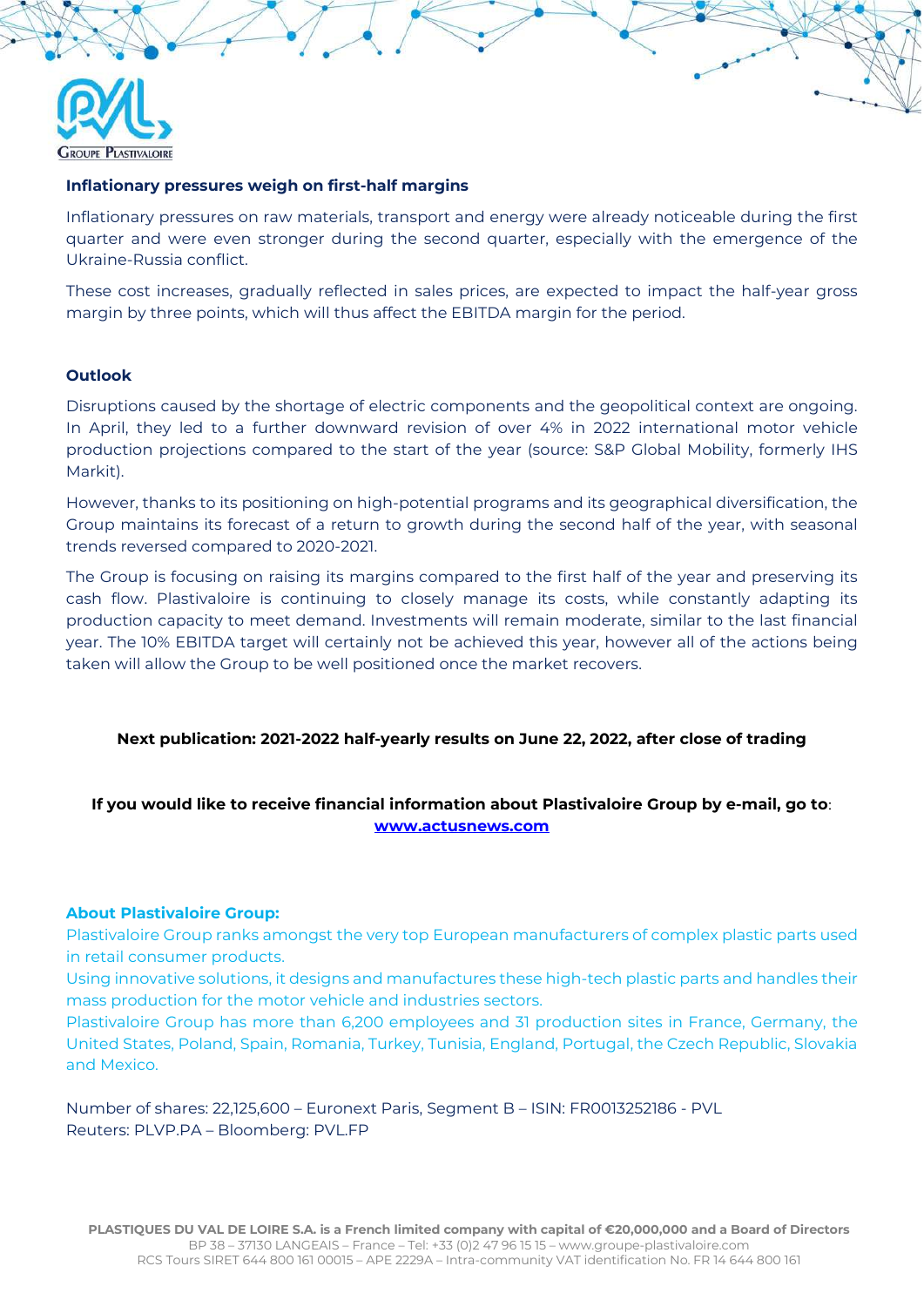### Inflationary pressures weigh on first-half margins

Inflationary pressures on raw materials, transport and energy were already noticeable during the first quarter and were even stronger during the second quarter, especially with the emergence of the Ukraine-Russia conflict.

These cost increases, gradually reflected in sales prices, are expected to impact the half-year gross margin by three points, which will thus affect the EBITDA margin for the period.

### Outlook

Disruptions caused by the shortage of electric components and the geopolitical context are ongoing. In April, they led to a further downward revision of over 4% in 2022 international motor vehicle production projections compared to the start of the year (source: S&P Global Mobility, formerly IHS Markit).

However, thanks to its positioning on high-potential programs and its geographical diversification, the Group maintains its forecast of a return to growth during the second half of the year, with seasonal trends reversed compared to 2020-2021.

The Group is focusing on raising its margins compared to the first half of the year and preserving its cash flow. Plastivaloire is continuing to closely manage its costs, while constantly adapting its production capacity to meet demand. Investments will remain moderate, similar to the last financial year. The 10% EBITDA target will certainly not be achieved this year, however all of the actions being taken will allow the Group to be well positioned once the market recovers.

**Next publication: 2021-2022 half-yearly results on June 22, 2022, after close of trading**

**If you would like to receive financial information about Plastivaloire Group by e-mail, go to**: **www.actusnews.com**

**About Plastivaloire Group:**

Plastivaloire Group ranks amongst the very top European manufacturers of complex plastic parts used in retail consumer products.

Using innovative solutions, it designs and manufactures these high-tech plastic parts and handles their mass production for the motor vehicle and industries sectors.

Plastivaloire Group has more than 6,200 employees and 31 production sites in France, Germany, the United States, Poland, Spain, Romania, Turkey, Tunisia, England, Portugal, the Czech Republic, Slovakia and Mexico.

Number of shares: 22,125,600 – Euronext Paris, Segment B – ISIN: FR0013252186 - PVL
Reuters: PLVP.PA – Bloomberg: PVL.FP

**PLASTIQUES DU VAL DE LOIRE S.A. is a French limited company with capital of €20,000,000 and a Board of Directors**
BP 38 – 37130 LANGEAIS – France – Tel: +33 (0)2 47 96 15 15 – www.groupe-plastivaloire.com
RCS Tours SIRET 644 800 161 00015 – APE 2229A – Intra-community VAT identification No. FR 14 644 800 161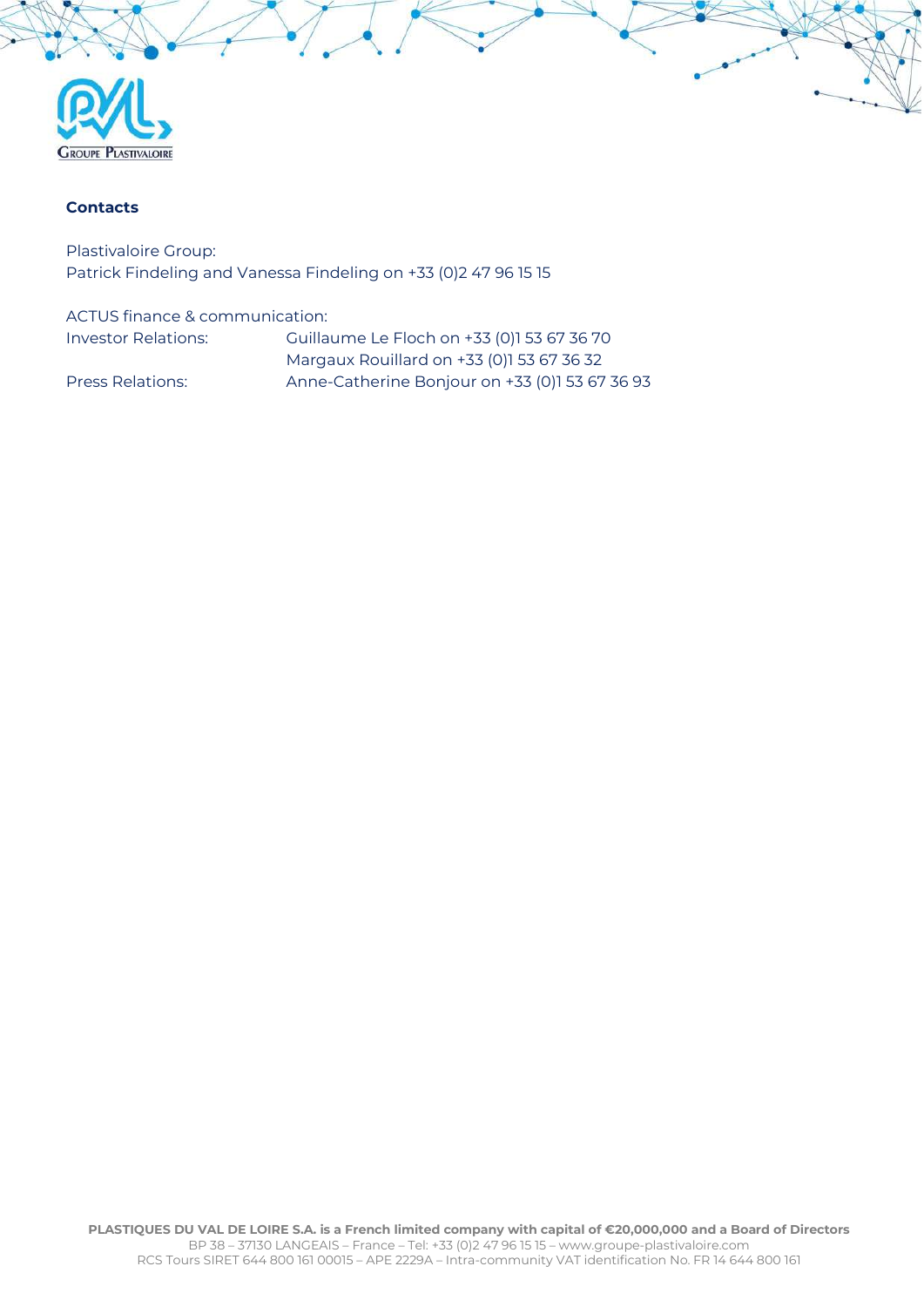**Contacts**

Plastivaloire Group:
Patrick Findeling and Vanessa Findeling on +33 (0)2 47 96 15 15

ACTUS finance & communication:

| | |
|---|---|
| Investor Relations: | Guillaume Le Floch on +33 (0)1 53 67 36 70 |
| | Margaux Rouillard on +33 (0)1 53 67 36 32 |
| Press Relations: | Anne-Catherine Bonjour on +33 (0)1 53 67 36 93 |

**PLASTIQUES DU VAL DE LOIRE S.A. is a French limited company with capital of €20,000,000 and a Board of Directors**
BP 38 – 37130 LANGEAIS – France – Tel: +33 (0)2 47 96 15 15 – www.groupe-plastivaloire.com
RCS Tours SIRET 644 800 161 00015 – APE 2229A – Intra-community VAT identification No. FR 14 644 800 161